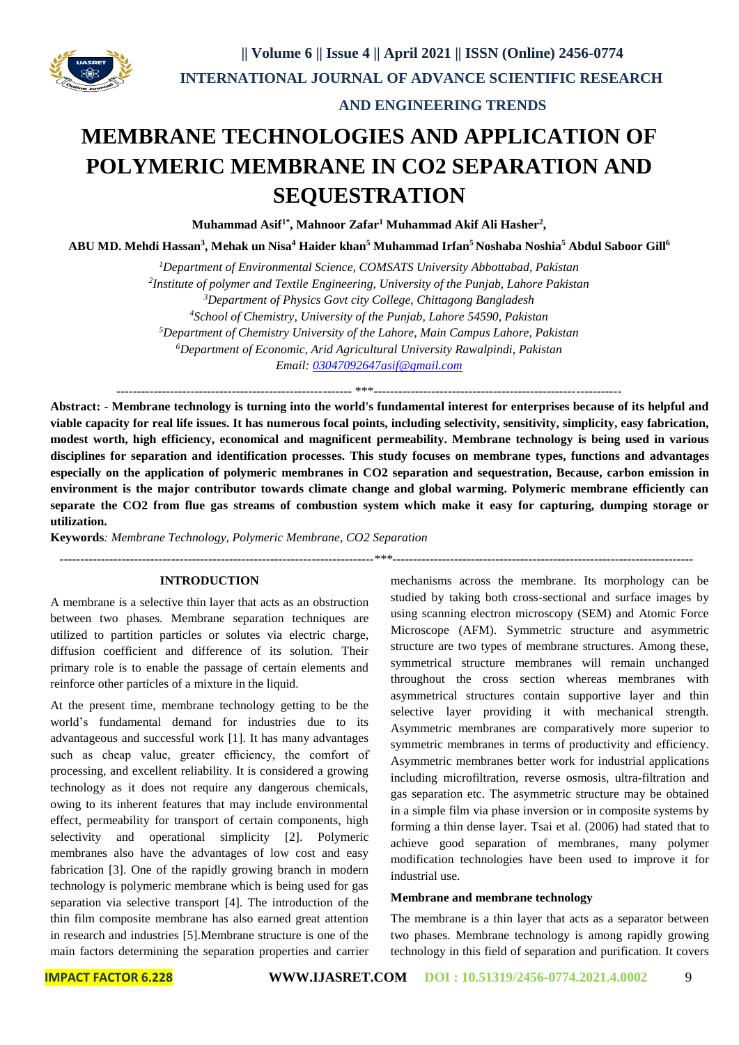# MEMBRANE TECHNOLOGIES AND APPLICATION OF POLYMERIC MEMBRANE IN CO2 SEPARATION AND SEQUESTRATION

**Muhammad Asif[1*], Mahnoor Zafar[1] Muhammad Akif Ali Hasher[2],**

**ABU MD. Mehdi Hassan[3], Mehak un Nisa[4] Haider khan[5] Muhammad Irfan[5] Noshaba Noshia[5] Abdul Saboor Gill[6]**

*[1]Department of Environmental Science, COMSATS University Abbottabad, Pakistan*
*[2]Institute of polymer and Textile Engineering, University of the Punjab, Lahore Pakistan*
*[3]Department of Physics Govt city College, Chittagong Bangladesh*
*[4]School of Chemistry, University of the Punjab, Lahore 54590, Pakistan*
*[5]Department of Chemistry University of the Lahore, Main Campus Lahore, Pakistan*
*[6]Department of Economic, Arid Agricultural University Rawalpindi, Pakistan*
*Email: 03047092647asif@gmail.com*

**Abstract: - Membrane technology is turning into the world's fundamental interest for enterprises because of its helpful and viable capacity for real life issues. It has numerous focal points, including selectivity, sensitivity, simplicity, easy fabrication, modest worth, high efficiency, economical and magnificent permeability. Membrane technology is being used in various disciplines for separation and identification processes. This study focuses on membrane types, functions and advantages especially on the application of polymeric membranes in CO2 separation and sequestration, Because, carbon emission in environment is the major contributor towards climate change and global warming. Polymeric membrane efficiently can separate the CO2 from flue gas streams of combustion system which make it easy for capturing, dumping storage or utilization.**

**Keywords***: Membrane Technology, Polymeric Membrane, CO2 Separation*

## INTRODUCTION

A membrane is a selective thin layer that acts as an obstruction between two phases. Membrane separation techniques are utilized to partition particles or solutes via electric charge, diffusion coefficient and difference of its solution. Their primary role is to enable the passage of certain elements and reinforce other particles of a mixture in the liquid.

At the present time, membrane technology getting to be the world's fundamental demand for industries due to its advantageous and successful work [1]. It has many advantages such as cheap value, greater efficiency, the comfort of processing, and excellent reliability. It is considered a growing technology as it does not require any dangerous chemicals, owing to its inherent features that may include environmental effect, permeability for transport of certain components, high selectivity and operational simplicity [2]. Polymeric membranes also have the advantages of low cost and easy fabrication [3]. One of the rapidly growing branch in modern technology is polymeric membrane which is being used for gas separation via selective transport [4]. The introduction of the thin film composite membrane has also earned great attention in research and industries [5].Membrane structure is one of the main factors determining the separation properties and carrier mechanisms across the membrane. Its morphology can be studied by taking both cross-sectional and surface images by using scanning electron microscopy (SEM) and Atomic Force Microscope (AFM). Symmetric structure and asymmetric structure are two types of membrane structures. Among these, symmetrical structure membranes will remain unchanged throughout the cross section whereas membranes with asymmetrical structures contain supportive layer and thin selective layer providing it with mechanical strength. Asymmetric membranes are comparatively more superior to symmetric membranes in terms of productivity and efficiency. Asymmetric membranes better work for industrial applications including microfiltration, reverse osmosis, ultra-filtration and gas separation etc. The asymmetric structure may be obtained in a simple film via phase inversion or in composite systems by forming a thin dense layer. Tsai et al. (2006) had stated that to achieve good separation of membranes, many polymer modification technologies have been used to improve it for industrial use.

### Membrane and membrane technology

The membrane is a thin layer that acts as a separator between two phases. Membrane technology is among rapidly growing technology in this field of separation and purification. It covers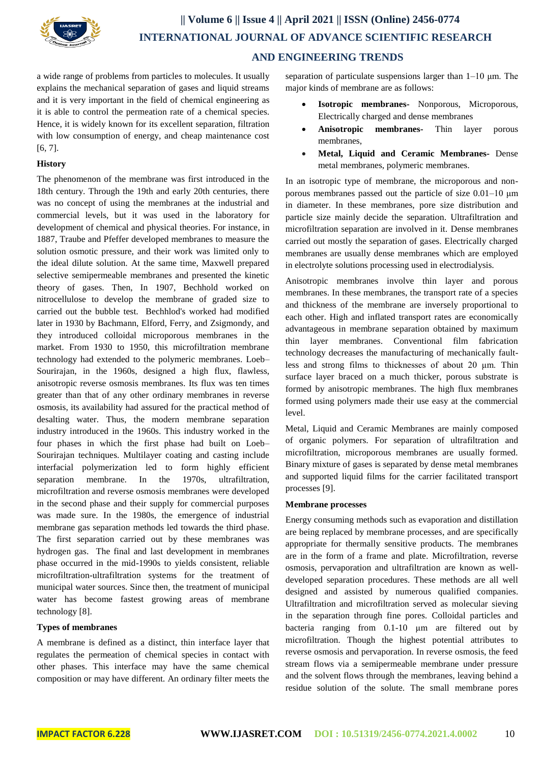a wide range of problems from particles to molecules. It usually explains the mechanical separation of gases and liquid streams and it is very important in the field of chemical engineering as it is able to control the permeation rate of a chemical species. Hence, it is widely known for its excellent separation, filtration with low consumption of energy, and cheap maintenance cost [6, 7].

**History**

The phenomenon of the membrane was first introduced in the 18th century. Through the 19th and early 20th centuries, there was no concept of using the membranes at the industrial and commercial levels, but it was used in the laboratory for development of chemical and physical theories. For instance, in 1887, Traube and Pfeffer developed membranes to measure the solution osmotic pressure, and their work was limited only to the ideal dilute solution. At the same time, Maxwell prepared selective semipermeable membranes and presented the kinetic theory of gases. Then, In 1907, Bechhold worked on nitrocellulose to develop the membrane of graded size to carried out the bubble test. Bechhlod's worked had modified later in 1930 by Bachmann, Elford, Ferry, and Zsigmondy, and they introduced colloidal microporous membranes in the market. From 1930 to 1950, this microfiltration membrane technology had extended to the polymeric membranes. Loeb–Sourirajan, in the 1960s, designed a high flux, flawless, anisotropic reverse osmosis membranes. Its flux was ten times greater than that of any other ordinary membranes in reverse osmosis, its availability had assured for the practical method of desalting water. Thus, the modern membrane separation industry introduced in the 1960s. This industry worked in the four phases in which the first phase had built on Loeb–Sourirajan techniques. Multilayer coating and casting include interfacial polymerization led to form highly efficient separation membrane. In the 1970s, ultrafiltration, microfiltration and reverse osmosis membranes were developed in the second phase and their supply for commercial purposes was made sure. In the 1980s, the emergence of industrial membrane gas separation methods led towards the third phase. The first separation carried out by these membranes was hydrogen gas. The final and last development in membranes phase occurred in the mid-1990s to yields consistent, reliable microfiltration-ultrafiltration systems for the treatment of municipal water sources. Since then, the treatment of municipal water has become fastest growing areas of membrane technology [8].

**Types of membranes**

A membrane is defined as a distinct, thin interface layer that regulates the permeation of chemical species in contact with other phases. This interface may have the same chemical composition or may have different. An ordinary filter meets the separation of particulate suspensions larger than 1–10 μm. The major kinds of membrane are as follows:

- **Isotropic membranes-** Nonporous, Microporous, Electrically charged and dense membranes
- **Anisotropic membranes-** Thin layer porous membranes,
- **Metal, Liquid and Ceramic Membranes-** Dense metal membranes, polymeric membranes.

In an isotropic type of membrane, the microporous and non-porous membranes passed out the particle of size 0.01–10 μm in diameter. In these membranes, pore size distribution and particle size mainly decide the separation. Ultrafiltration and microfiltration separation are involved in it. Dense membranes carried out mostly the separation of gases. Electrically charged membranes are usually dense membranes which are employed in electrolyte solutions processing used in electrodialysis.

Anisotropic membranes involve thin layer and porous membranes. In these membranes, the transport rate of a species and thickness of the membrane are inversely proportional to each other. High and inflated transport rates are economically advantageous in membrane separation obtained by maximum thin layer membranes. Conventional film fabrication technology decreases the manufacturing of mechanically fault-less and strong films to thicknesses of about 20 μm. Thin surface layer braced on a much thicker, porous substrate is formed by anisotropic membranes. The high flux membranes formed using polymers made their use easy at the commercial level.

Metal, Liquid and Ceramic Membranes are mainly composed of organic polymers. For separation of ultrafiltration and microfiltration, microporous membranes are usually formed. Binary mixture of gases is separated by dense metal membranes and supported liquid films for the carrier facilitated transport processes [9].

**Membrane processes**

Energy consuming methods such as evaporation and distillation are being replaced by membrane processes, and are specifically appropriate for thermally sensitive products. The membranes are in the form of a frame and plate. Microfiltration, reverse osmosis, pervaporation and ultrafiltration are known as well-developed separation procedures. These methods are all well designed and assisted by numerous qualified companies. Ultrafiltration and microfiltration served as molecular sieving in the separation through fine pores. Colloidal particles and bacteria ranging from 0.1-10 μm are filtered out by microfiltration. Though the highest potential attributes to reverse osmosis and pervaporation. In reverse osmosis, the feed stream flows via a semipermeable membrane under pressure and the solvent flows through the membranes, leaving behind a residue solution of the solute. The small membrane pores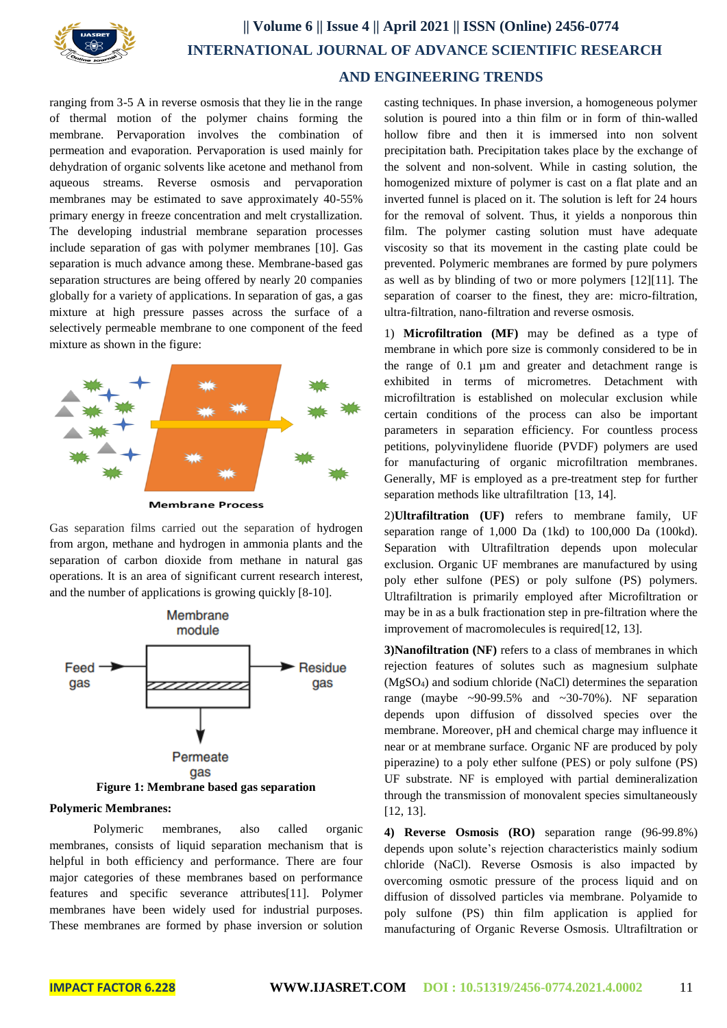ranging from 3-5 A in reverse osmosis that they lie in the range of thermal motion of the polymer chains forming the membrane. Pervaporation involves the combination of permeation and evaporation. Pervaporation is used mainly for dehydration of organic solvents like acetone and methanol from aqueous streams. Reverse osmosis and pervaporation membranes may be estimated to save approximately 40-55% primary energy in freeze concentration and melt crystallization. The developing industrial membrane separation processes include separation of gas with polymer membranes [10]. Gas separation is much advance among these. Membrane-based gas separation structures are being offered by nearly 20 companies globally for a variety of applications. In separation of gas, a gas mixture at high pressure passes across the surface of a selectively permeable membrane to one component of the feed mixture as shown in the figure:

Membrane Process

Gas separation films carried out the separation of hydrogen from argon, methane and hydrogen in ammonia plants and the separation of carbon dioxide from methane in natural gas operations. It is an area of significant current research interest, and the number of applications is growing quickly [8-10].

Membrane module

Feed gas

Residue gas

Permeate gas

**Figure 1: Membrane based gas separation**

**Polymeric Membranes:**

Polymeric membranes, also called organic membranes, consists of liquid separation mechanism that is helpful in both efficiency and performance. There are four major categories of these membranes based on performance features and specific severance attributes[11]. Polymer membranes have been widely used for industrial purposes. These membranes are formed by phase inversion or solution casting techniques. In phase inversion, a homogeneous polymer solution is poured into a thin film or in form of thin-walled hollow fibre and then it is immersed into non solvent precipitation bath. Precipitation takes place by the exchange of the solvent and non-solvent. While in casting solution, the homogenized mixture of polymer is cast on a flat plate and an inverted funnel is placed on it. The solution is left for 24 hours for the removal of solvent. Thus, it yields a nonporous thin film. The polymer casting solution must have adequate viscosity so that its movement in the casting plate could be prevented. Polymeric membranes are formed by pure polymers as well as by blinding of two or more polymers [12][11]. The separation of coarser to the finest, they are: micro-filtration, ultra-filtration, nano-filtration and reverse osmosis.

1) **Microfiltration (MF)** may be defined as a type of membrane in which pore size is commonly considered to be in the range of 0.1 µm and greater and detachment range is exhibited in terms of micrometres. Detachment with microfiltration is established on molecular exclusion while certain conditions of the process can also be important parameters in separation efficiency. For countless process petitions, polyvinylidene fluoride (PVDF) polymers are used for manufacturing of organic microfiltration membranes. Generally, MF is employed as a pre-treatment step for further separation methods like ultrafiltration [13, 14].

2)**Ultrafiltration (UF)** refers to membrane family, UF separation range of 1,000 Da (1kd) to 100,000 Da (100kd). Separation with Ultrafiltration depends upon molecular exclusion. Organic UF membranes are manufactured by using poly ether sulfone (PES) or poly sulfone (PS) polymers. Ultrafiltration is primarily employed after Microfiltration or may be in as a bulk fractionation step in pre-filtration where the improvement of macromolecules is required[12, 13].

**3)Nanofiltration (NF)** refers to a class of membranes in which rejection features of solutes such as magnesium sulphate ($MgSO_4$) and sodium chloride (NaCl) determines the separation range (maybe ~90-99.5% and ~30-70%). NF separation depends upon diffusion of dissolved species over the membrane. Moreover, pH and chemical charge may influence it near or at membrane surface. Organic NF are produced by poly piperazine) to a poly ether sulfone (PES) or poly sulfone (PS) UF substrate. NF is employed with partial demineralization through the transmission of monovalent species simultaneously [12, 13].

**4) Reverse Osmosis (RO)** separation range (96-99.8%) depends upon solute's rejection characteristics mainly sodium chloride (NaCl). Reverse Osmosis is also impacted by overcoming osmotic pressure of the process liquid and on diffusion of dissolved particles via membrane. Polyamide to poly sulfone (PS) thin film application is applied for manufacturing of Organic Reverse Osmosis. Ultrafiltration or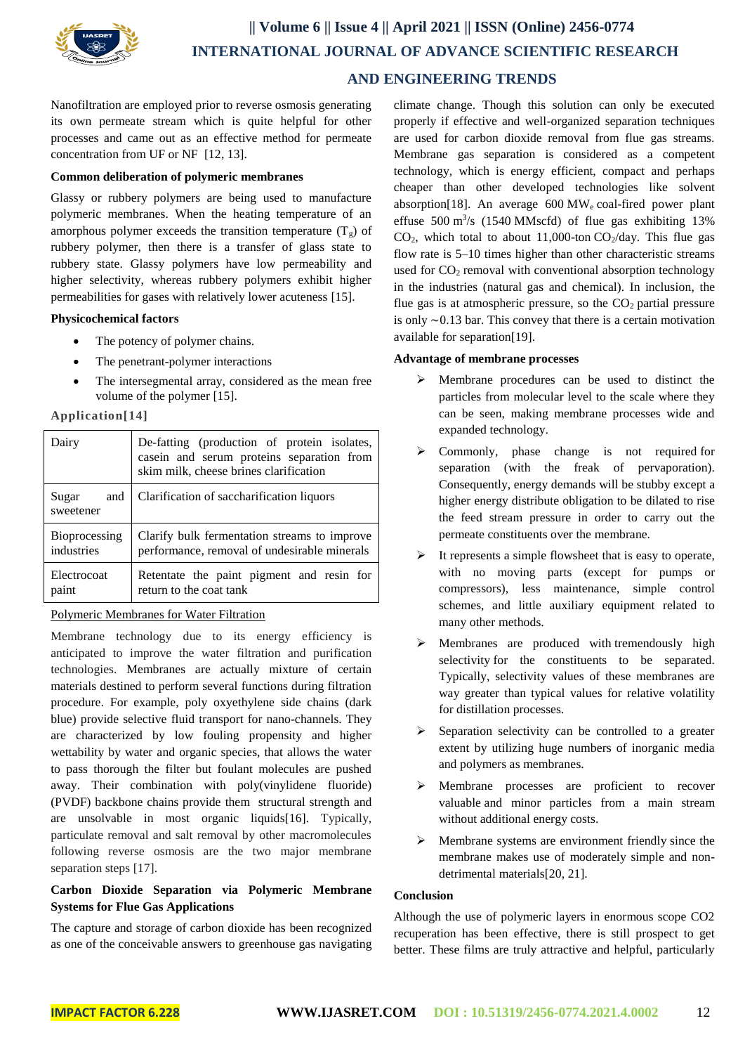Nanofiltration are employed prior to reverse osmosis generating its own permeate stream which is quite helpful for other processes and came out as an effective method for permeate concentration from UF or NF [12, 13].

**Common deliberation of polymeric membranes**

Glassy or rubbery polymers are being used to manufacture polymeric membranes. When the heating temperature of an amorphous polymer exceeds the transition temperature ($T_g$) of rubbery polymer, then there is a transfer of glass state to rubbery state. Glassy polymers have low permeability and higher selectivity, whereas rubbery polymers exhibit higher permeabilities for gases with relatively lower acuteness [15].

**Physicochemical factors**

- The potency of polymer chains.
- The penetrant-polymer interactions
- The intersegmental array, considered as the mean free volume of the polymer [15].

**Application[14]**

| | |
|---|---|
| Dairy | De-fatting (production of protein isolates, casein and serum proteins separation from skim milk, cheese brines clarification |
| Sugar and sweetener | Clarification of saccharification liquors |
| Bioprocessing industries | Clarify bulk fermentation streams to improve performance, removal of undesirable minerals |
| Electrocoat paint | Retentate the paint pigment and resin for return to the coat tank |

Polymeric Membranes for Water Filtration

Membrane technology due to its energy efficiency is anticipated to improve the water filtration and purification technologies. Membranes are actually mixture of certain materials destined to perform several functions during filtration procedure. For example, poly oxyethylene side chains (dark blue) provide selective fluid transport for nano-channels. They are characterized by low fouling propensity and higher wettability by water and organic species, that allows the water to pass thorough the filter but foulant molecules are pushed away. Their combination with poly(vinylidene fluoride) (PVDF) backbone chains provide them structural strength and are unsolvable in most organic liquids[16]. Typically, particulate removal and salt removal by other macromolecules following reverse osmosis are the two major membrane separation steps [17].

**Carbon Dioxide Separation via Polymeric Membrane Systems for Flue Gas Applications**

The capture and storage of carbon dioxide has been recognized as one of the conceivable answers to greenhouse gas navigating climate change. Though this solution can only be executed properly if effective and well-organized separation techniques are used for carbon dioxide removal from flue gas streams. Membrane gas separation is considered as a competent technology, which is energy efficient, compact and perhaps cheaper than other developed technologies like solvent absorption[18]. An average 600 $MW_e$ coal-fired power plant effuse 500 $m^3/s$ (1540 MMscfd) of flue gas exhibiting 13% $CO_2$, which total to about 11,000-ton $CO_2$/day. This flue gas flow rate is 5–10 times higher than other characteristic streams used for $CO_2$ removal with conventional absorption technology in the industries (natural gas and chemical). In inclusion, the flue gas is at atmospheric pressure, so the $CO_2$ partial pressure is only ∼0.13 bar. This convey that there is a certain motivation available for separation[19].

**Advantage of membrane processes**

- Membrane procedures can be used to distinct the particles from molecular level to the scale where they can be seen, making membrane processes wide and expanded technology.
- Commonly, phase change is not required for separation (with the freak of pervaporation). Consequently, energy demands will be stubby except a higher energy distribute obligation to be dilated to rise the feed stream pressure in order to carry out the permeate constituents over the membrane.
- It represents a simple flowsheet that is easy to operate, with no moving parts (except for pumps or compressors), less maintenance, simple control schemes, and little auxiliary equipment related to many other methods.
- Membranes are produced with tremendously high selectivity for the constituents to be separated. Typically, selectivity values of these membranes are way greater than typical values for relative volatility for distillation processes.
- Separation selectivity can be controlled to a greater extent by utilizing huge numbers of inorganic media and polymers as membranes.
- Membrane processes are proficient to recover valuable and minor particles from a main stream without additional energy costs.
- Membrane systems are environment friendly since the membrane makes use of moderately simple and non-detrimental materials[20, 21].

**Conclusion**

Although the use of polymeric layers in enormous scope CO2 recuperation has been effective, there is still prospect to get better. These films are truly attractive and helpful, particularly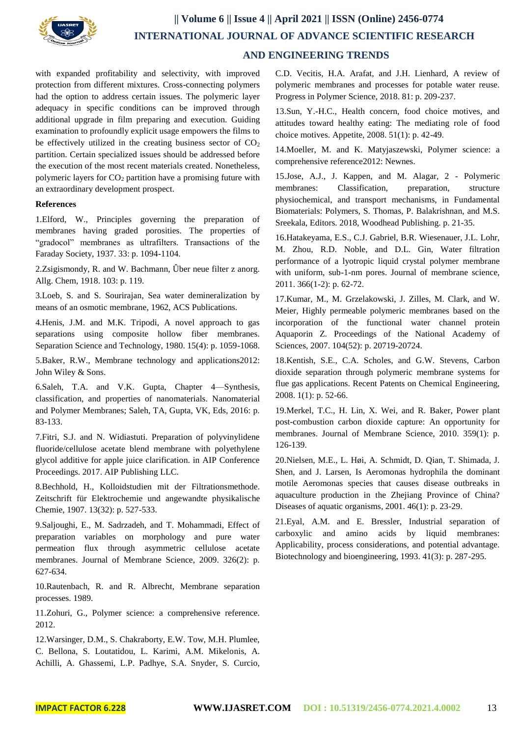with expanded profitability and selectivity, with improved protection from different mixtures. Cross-connecting polymers had the option to address certain issues. The polymeric layer adequacy in specific conditions can be improved through additional upgrade in film preparing and execution. Guiding examination to profoundly explicit usage empowers the films to be effectively utilized in the creating business sector of $CO_2$ partition. Certain specialized issues should be addressed before the execution of the most recent materials created. Nonetheless, polymeric layers for $CO_2$ partition have a promising future with an extraordinary development prospect.

**References**

1.Elford, W., Principles governing the preparation of membranes having graded porosities. The properties of "gradocol" membranes as ultrafilters. Transactions of the Faraday Society, 1937. 33: p. 1094-1104.

2.Zsigismondy, R. and W. Bachmann, Ûber neue filter z anorg. Allg. Chem, 1918. 103: p. 119.

3.Loeb, S. and S. Sourirajan, Sea water demineralization by means of an osmotic membrane, 1962, ACS Publications.

4.Henis, J.M. and M.K. Tripodi, A novel approach to gas separations using composite hollow fiber membranes. Separation Science and Technology, 1980. 15(4): p. 1059-1068.

5.Baker, R.W., Membrane technology and applications2012: John Wiley & Sons.

6.Saleh, T.A. and V.K. Gupta, Chapter 4—Synthesis, classification, and properties of nanomaterials. Nanomaterial and Polymer Membranes; Saleh, TA, Gupta, VK, Eds, 2016: p. 83-133.

7.Fitri, S.J. and N. Widiastuti. Preparation of polyvinylidene fluoride/cellulose acetate blend membrane with polyethylene glycol additive for apple juice clarification. in AIP Conference Proceedings. 2017. AIP Publishing LLC.

8.Bechhold, H., Kolloidstudien mit der Filtrationsmethode. Zeitschrift für Elektrochemie und angewandte physikalische Chemie, 1907. 13(32): p. 527-533.

9.Saljoughi, E., M. Sadrzadeh, and T. Mohammadi, Effect of preparation variables on morphology and pure water permeation flux through asymmetric cellulose acetate membranes. Journal of Membrane Science, 2009. 326(2): p. 627-634.

10.Rautenbach, R. and R. Albrecht, Membrane separation processes. 1989.

11.Zohuri, G., Polymer science: a comprehensive reference. 2012.

12.Warsinger, D.M., S. Chakraborty, E.W. Tow, M.H. Plumlee, C. Bellona, S. Loutatidou, L. Karimi, A.M. Mikelonis, A. Achilli, A. Ghassemi, L.P. Padhye, S.A. Snyder, S. Curcio, C.D. Vecitis, H.A. Arafat, and J.H. Lienhard, A review of polymeric membranes and processes for potable water reuse. Progress in Polymer Science, 2018. 81: p. 209-237.

13.Sun, Y.-H.C., Health concern, food choice motives, and attitudes toward healthy eating: The mediating role of food choice motives. Appetite, 2008. 51(1): p. 42-49.

14.Moeller, M. and K. Matyjaszewski, Polymer science: a comprehensive reference2012: Newnes.

15.Jose, A.J., J. Kappen, and M. Alagar, 2 - Polymeric membranes: Classification, preparation, structure physiochemical, and transport mechanisms, in Fundamental Biomaterials: Polymers, S. Thomas, P. Balakrishnan, and M.S. Sreekala, Editors. 2018, Woodhead Publishing. p. 21-35.

16.Hatakeyama, E.S., C.J. Gabriel, B.R. Wiesenauer, J.L. Lohr, M. Zhou, R.D. Noble, and D.L. Gin, Water filtration performance of a lyotropic liquid crystal polymer membrane with uniform, sub-1-nm pores. Journal of membrane science, 2011. 366(1-2): p. 62-72.

17.Kumar, M., M. Grzelakowski, J. Zilles, M. Clark, and W. Meier, Highly permeable polymeric membranes based on the incorporation of the functional water channel protein Aquaporin Z. Proceedings of the National Academy of Sciences, 2007. 104(52): p. 20719-20724.

18.Kentish, S.E., C.A. Scholes, and G.W. Stevens, Carbon dioxide separation through polymeric membrane systems for flue gas applications. Recent Patents on Chemical Engineering, 2008. 1(1): p. 52-66.

19.Merkel, T.C., H. Lin, X. Wei, and R. Baker, Power plant post-combustion carbon dioxide capture: An opportunity for membranes. Journal of Membrane Science, 2010. 359(1): p. 126-139.

20.Nielsen, M.E., L. Høi, A. Schmidt, D. Qian, T. Shimada, J. Shen, and J. Larsen, Is Aeromonas hydrophila the dominant motile Aeromonas species that causes disease outbreaks in aquaculture production in the Zhejiang Province of China? Diseases of aquatic organisms, 2001. 46(1): p. 23-29.

21.Eyal, A.M. and E. Bressler, Industrial separation of carboxylic and amino acids by liquid membranes: Applicability, process considerations, and potential advantage. Biotechnology and bioengineering, 1993. 41(3): p. 287-295.